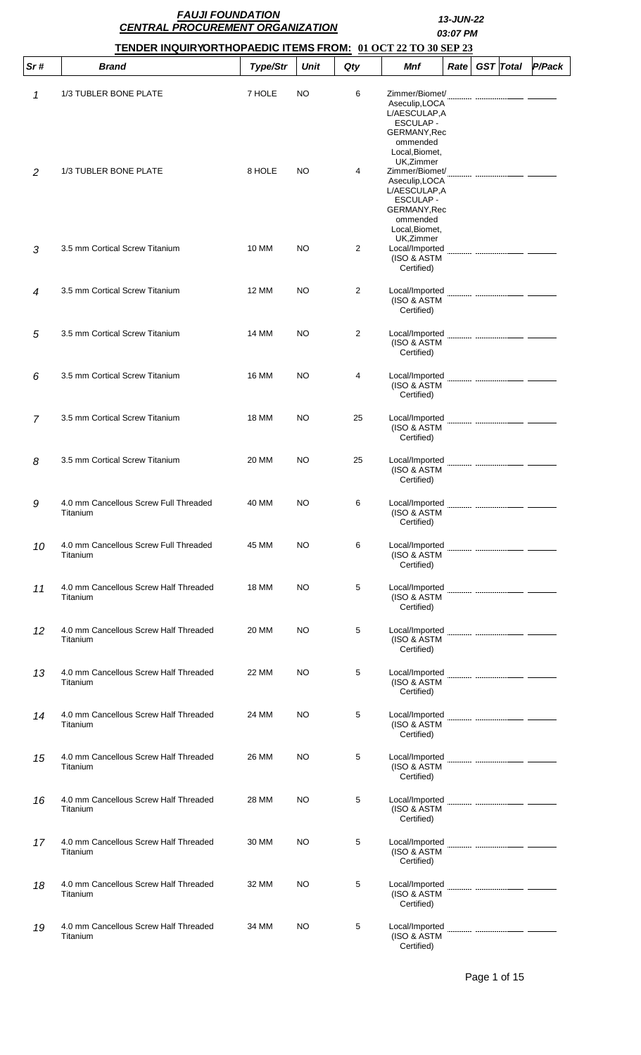# FAUJI FOUNDATION

## CENTRAL PROCUREMENT ORGANIZATION

**13-JUN-22**

**03:07 PM**

### TENDER INQUIRYORTHOPAEDIC ITEMS FROM: 01 OCT 22 TO 30 SEP 23

| Sr # | Brand | Type/Str | Unit | Qty | Mnf | Rate | GST | Total | P/Pack |
|---|---|---|---|---|---|---|---|---|---|
| 1 | 1/3 TUBLER BONE PLATE | 7 HOLE | NO | 6 | Zimmer/Biomet/ Aseculip,LOCA L/AESCULAP,A ESCULAP - GERMANY,Rec ommended Local,Biomet, UK,Zimmer | | | | |
| 2 | 1/3 TUBLER BONE PLATE | 8 HOLE | NO | 4 | Zimmer/Biomet/ Aseculip,LOCA L/AESCULAP,A ESCULAP - GERMANY,Rec ommended Local,Biomet, UK,Zimmer | | | | |
| 3 | 3.5 mm Cortical Screw Titanium | 10 MM | NO | 2 | Local/Imported (ISO & ASTM Certified) | | | | |
| 4 | 3.5 mm Cortical Screw Titanium | 12 MM | NO | 2 | Local/Imported (ISO & ASTM Certified) | | | | |
| 5 | 3.5 mm Cortical Screw Titanium | 14 MM | NO | 2 | Local/Imported (ISO & ASTM Certified) | | | | |
| 6 | 3.5 mm Cortical Screw Titanium | 16 MM | NO | 4 | Local/Imported (ISO & ASTM Certified) | | | | |
| 7 | 3.5 mm Cortical Screw Titanium | 18 MM | NO | 25 | Local/Imported (ISO & ASTM Certified) | | | | |
| 8 | 3.5 mm Cortical Screw Titanium | 20 MM | NO | 25 | Local/Imported (ISO & ASTM Certified) | | | | |
| 9 | 4.0 mm Cancellous Screw Full Threaded Titanium | 40 MM | NO | 6 | Local/Imported (ISO & ASTM Certified) | | | | |
| 10 | 4.0 mm Cancellous Screw Full Threaded Titanium | 45 MM | NO | 6 | Local/Imported (ISO & ASTM Certified) | | | | |
| 11 | 4.0 mm Cancellous Screw Half Threaded Titanium | 18 MM | NO | 5 | Local/Imported (ISO & ASTM Certified) | | | | |
| 12 | 4.0 mm Cancellous Screw Half Threaded Titanium | 20 MM | NO | 5 | Local/Imported (ISO & ASTM Certified) | | | | |
| 13 | 4.0 mm Cancellous Screw Half Threaded Titanium | 22 MM | NO | 5 | Local/Imported (ISO & ASTM Certified) | | | | |
| 14 | 4.0 mm Cancellous Screw Half Threaded Titanium | 24 MM | NO | 5 | Local/Imported (ISO & ASTM Certified) | | | | |
| 15 | 4.0 mm Cancellous Screw Half Threaded Titanium | 26 MM | NO | 5 | Local/Imported (ISO & ASTM Certified) | | | | |
| 16 | 4.0 mm Cancellous Screw Half Threaded Titanium | 28 MM | NO | 5 | Local/Imported (ISO & ASTM Certified) | | | | |
| 17 | 4.0 mm Cancellous Screw Half Threaded Titanium | 30 MM | NO | 5 | Local/Imported (ISO & ASTM Certified) | | | | |
| 18 | 4.0 mm Cancellous Screw Half Threaded Titanium | 32 MM | NO | 5 | Local/Imported (ISO & ASTM Certified) | | | | |
| 19 | 4.0 mm Cancellous Screw Half Threaded Titanium | 34 MM | NO | 5 | Local/Imported (ISO & ASTM Certified) | | | | |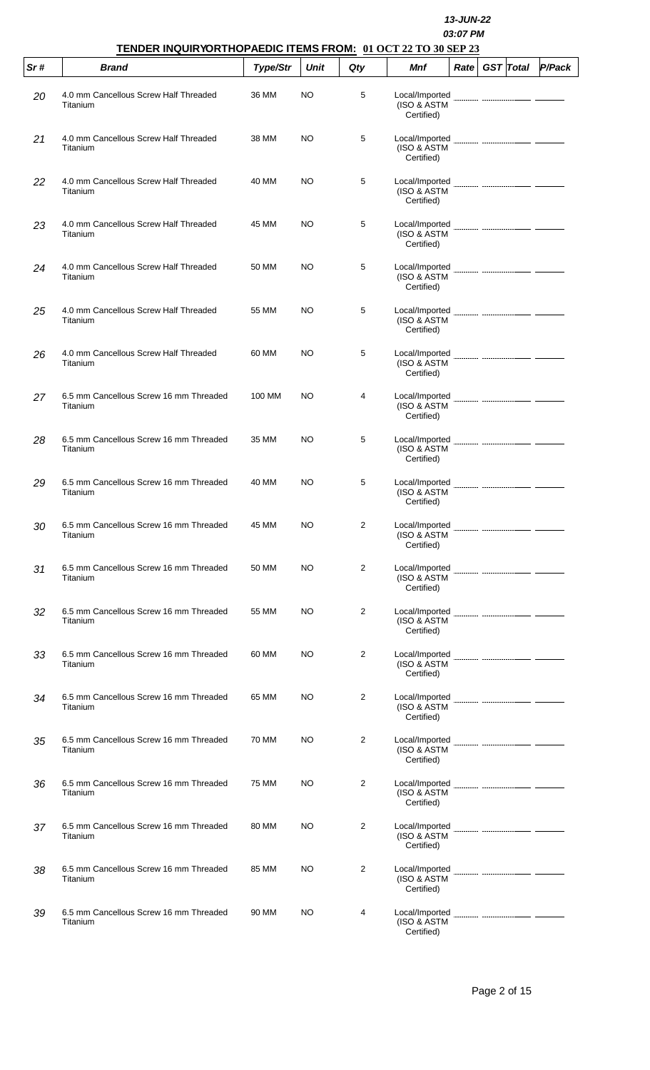13-JUN-22

03:07 PM

**TENDER INQUIRYORTHOPAEDIC ITEMS FROM: 01 OCT 22 TO 30 SEP 23**

| Sr # | Brand | Type/Str | Unit | Qty | Mnf | Rate | GST | Total | P/Pack |
|---|---|---|---|---|---|---|---|---|---|
| 20 | 4.0 mm Cancellous Screw Half Threaded Titanium | 36 MM | NO | 5 | Local/Imported (ISO & ASTM Certified) | | | | |
| 21 | 4.0 mm Cancellous Screw Half Threaded Titanium | 38 MM | NO | 5 | Local/Imported (ISO & ASTM Certified) | | | | |
| 22 | 4.0 mm Cancellous Screw Half Threaded Titanium | 40 MM | NO | 5 | Local/Imported (ISO & ASTM Certified) | | | | |
| 23 | 4.0 mm Cancellous Screw Half Threaded Titanium | 45 MM | NO | 5 | Local/Imported (ISO & ASTM Certified) | | | | |
| 24 | 4.0 mm Cancellous Screw Half Threaded Titanium | 50 MM | NO | 5 | Local/Imported (ISO & ASTM Certified) | | | | |
| 25 | 4.0 mm Cancellous Screw Half Threaded Titanium | 55 MM | NO | 5 | Local/Imported (ISO & ASTM Certified) | | | | |
| 26 | 4.0 mm Cancellous Screw Half Threaded Titanium | 60 MM | NO | 5 | Local/Imported (ISO & ASTM Certified) | | | | |
| 27 | 6.5 mm Cancellous Screw 16 mm Threaded Titanium | 100 MM | NO | 4 | Local/Imported (ISO & ASTM Certified) | | | | |
| 28 | 6.5 mm Cancellous Screw 16 mm Threaded Titanium | 35 MM | NO | 5 | Local/Imported (ISO & ASTM Certified) | | | | |
| 29 | 6.5 mm Cancellous Screw 16 mm Threaded Titanium | 40 MM | NO | 5 | Local/Imported (ISO & ASTM Certified) | | | | |
| 30 | 6.5 mm Cancellous Screw 16 mm Threaded Titanium | 45 MM | NO | 2 | Local/Imported (ISO & ASTM Certified) | | | | |
| 31 | 6.5 mm Cancellous Screw 16 mm Threaded Titanium | 50 MM | NO | 2 | Local/Imported (ISO & ASTM Certified) | | | | |
| 32 | 6.5 mm Cancellous Screw 16 mm Threaded Titanium | 55 MM | NO | 2 | Local/Imported (ISO & ASTM Certified) | | | | |
| 33 | 6.5 mm Cancellous Screw 16 mm Threaded Titanium | 60 MM | NO | 2 | Local/Imported (ISO & ASTM Certified) | | | | |
| 34 | 6.5 mm Cancellous Screw 16 mm Threaded Titanium | 65 MM | NO | 2 | Local/Imported (ISO & ASTM Certified) | | | | |
| 35 | 6.5 mm Cancellous Screw 16 mm Threaded Titanium | 70 MM | NO | 2 | Local/Imported (ISO & ASTM Certified) | | | | |
| 36 | 6.5 mm Cancellous Screw 16 mm Threaded Titanium | 75 MM | NO | 2 | Local/Imported (ISO & ASTM Certified) | | | | |
| 37 | 6.5 mm Cancellous Screw 16 mm Threaded Titanium | 80 MM | NO | 2 | Local/Imported (ISO & ASTM Certified) | | | | |
| 38 | 6.5 mm Cancellous Screw 16 mm Threaded Titanium | 85 MM | NO | 2 | Local/Imported (ISO & ASTM Certified) | | | | |
| 39 | 6.5 mm Cancellous Screw 16 mm Threaded Titanium | 90 MM | NO | 4 | Local/Imported (ISO & ASTM Certified) | | | | |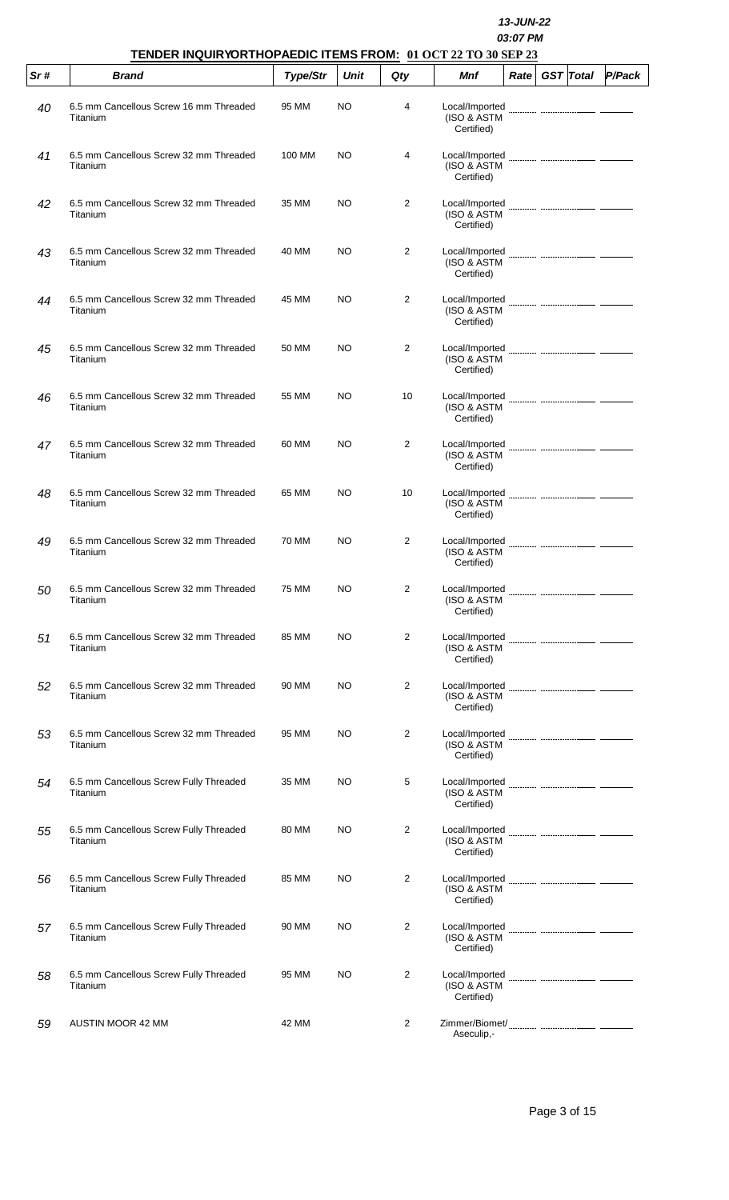13-JUN-22

03:07 PM

**TENDER INQUIRYORTHOPAEDIC ITEMS FROM: 01 OCT 22 TO 30 SEP 23**

| Sr # | Brand | Type/Str | Unit | Qty | Mnf | Rate | GST | Total | P/Pack |
|---|---|---|---|---|---|---|---|---|---|
| 40 | 6.5 mm Cancellous Screw 16 mm Threaded Titanium | 95 MM | NO | 4 | Local/Imported (ISO & ASTM Certified) | | | | |
| 41 | 6.5 mm Cancellous Screw 32 mm Threaded Titanium | 100 MM | NO | 4 | Local/Imported (ISO & ASTM Certified) | | | | |
| 42 | 6.5 mm Cancellous Screw 32 mm Threaded Titanium | 35 MM | NO | 2 | Local/Imported (ISO & ASTM Certified) | | | | |
| 43 | 6.5 mm Cancellous Screw 32 mm Threaded Titanium | 40 MM | NO | 2 | Local/Imported (ISO & ASTM Certified) | | | | |
| 44 | 6.5 mm Cancellous Screw 32 mm Threaded Titanium | 45 MM | NO | 2 | Local/Imported (ISO & ASTM Certified) | | | | |
| 45 | 6.5 mm Cancellous Screw 32 mm Threaded Titanium | 50 MM | NO | 2 | Local/Imported (ISO & ASTM Certified) | | | | |
| 46 | 6.5 mm Cancellous Screw 32 mm Threaded Titanium | 55 MM | NO | 10 | Local/Imported (ISO & ASTM Certified) | | | | |
| 47 | 6.5 mm Cancellous Screw 32 mm Threaded Titanium | 60 MM | NO | 2 | Local/Imported (ISO & ASTM Certified) | | | | |
| 48 | 6.5 mm Cancellous Screw 32 mm Threaded Titanium | 65 MM | NO | 10 | Local/Imported (ISO & ASTM Certified) | | | | |
| 49 | 6.5 mm Cancellous Screw 32 mm Threaded Titanium | 70 MM | NO | 2 | Local/Imported (ISO & ASTM Certified) | | | | |
| 50 | 6.5 mm Cancellous Screw 32 mm Threaded Titanium | 75 MM | NO | 2 | Local/Imported (ISO & ASTM Certified) | | | | |
| 51 | 6.5 mm Cancellous Screw 32 mm Threaded Titanium | 85 MM | NO | 2 | Local/Imported (ISO & ASTM Certified) | | | | |
| 52 | 6.5 mm Cancellous Screw 32 mm Threaded Titanium | 90 MM | NO | 2 | Local/Imported (ISO & ASTM Certified) | | | | |
| 53 | 6.5 mm Cancellous Screw 32 mm Threaded Titanium | 95 MM | NO | 2 | Local/Imported (ISO & ASTM Certified) | | | | |
| 54 | 6.5 mm Cancellous Screw Fully Threaded Titanium | 35 MM | NO | 5 | Local/Imported (ISO & ASTM Certified) | | | | |
| 55 | 6.5 mm Cancellous Screw Fully Threaded Titanium | 80 MM | NO | 2 | Local/Imported (ISO & ASTM Certified) | | | | |
| 56 | 6.5 mm Cancellous Screw Fully Threaded Titanium | 85 MM | NO | 2 | Local/Imported (ISO & ASTM Certified) | | | | |
| 57 | 6.5 mm Cancellous Screw Fully Threaded Titanium | 90 MM | NO | 2 | Local/Imported (ISO & ASTM Certified) | | | | |
| 58 | 6.5 mm Cancellous Screw Fully Threaded Titanium | 95 MM | NO | 2 | Local/Imported (ISO & ASTM Certified) | | | | |
| 59 | AUSTIN MOOR 42 MM | 42 MM | | 2 | Zimmer/Biomet/ Aseculip,- | | | | |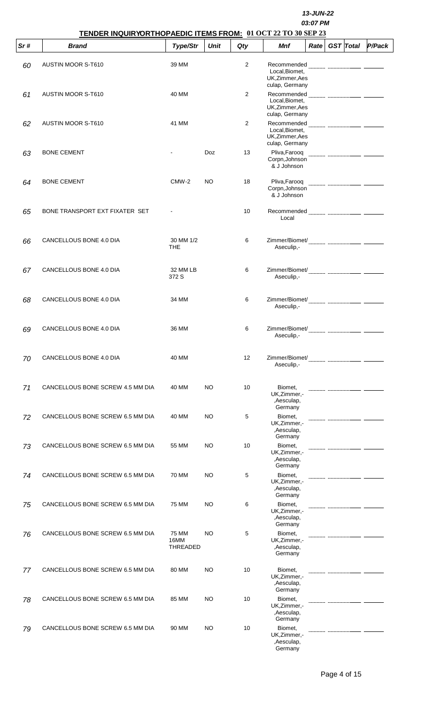13-JUN-22

03:07 PM

**TENDER INQUIRYORTHOPAEDIC ITEMS FROM: 01 OCT 22 TO 30 SEP 23**

| Sr # | Brand | Type/Str | Unit | Qty | Mnf | Rate | GST | Total | P/Pack |
|---|---|---|---|---|---|---|---|---|---|
| 60 | AUSTIN MOOR S-T610 | 39 MM | | 2 | Recommended Local,Biomet, UK,Zimmer,Aesculap, Germany | | | | |
| 61 | AUSTIN MOOR S-T610 | 40 MM | | 2 | Recommended Local,Biomet, UK,Zimmer,Aesculap, Germany | | | | |
| 62 | AUSTIN MOOR S-T610 | 41 MM | | 2 | Recommended Local,Biomet, UK,Zimmer,Aesculap, Germany | | | | |
| 63 | BONE CEMENT | - | Doz | 13 | Pliva,Farooq Corpn,Johnson & J Johnson | | | | |
| 64 | BONE CEMENT | CMW-2 | NO | 18 | Pliva,Farooq Corpn,Johnson & J Johnson | | | | |
| 65 | BONE TRANSPORT EXT FIXATER SET | - | | 10 | Recommended Local | | | | |
| 66 | CANCELLOUS BONE 4.0 DIA | 30 MM 1/2 THE | | 6 | Zimmer/Biomet/ Aseculip,- | | | | |
| 67 | CANCELLOUS BONE 4.0 DIA | 32 MM LB 372 S | | 6 | Zimmer/Biomet/ Aseculip,- | | | | |
| 68 | CANCELLOUS BONE 4.0 DIA | 34 MM | | 6 | Zimmer/Biomet/ Aseculip,- | | | | |
| 69 | CANCELLOUS BONE 4.0 DIA | 36 MM | | 6 | Zimmer/Biomet/ Aseculip,- | | | | |
| 70 | CANCELLOUS BONE 4.0 DIA | 40 MM | | 12 | Zimmer/Biomet/ Aseculip,- | | | | |
| 71 | CANCELLOUS BONE SCREW 4.5 MM DIA | 40 MM | NO | 10 | Biomet, UK,Zimmer,- ,Aesculap, Germany | | | | |
| 72 | CANCELLOUS BONE SCREW 6.5 MM DIA | 40 MM | NO | 5 | Biomet, UK,Zimmer,- ,Aesculap, Germany | | | | |
| 73 | CANCELLOUS BONE SCREW 6.5 MM DIA | 55 MM | NO | 10 | Biomet, UK,Zimmer,- ,Aesculap, Germany | | | | |
| 74 | CANCELLOUS BONE SCREW 6.5 MM DIA | 70 MM | NO | 5 | Biomet, UK,Zimmer,- ,Aesculap, Germany | | | | |
| 75 | CANCELLOUS BONE SCREW 6.5 MM DIA | 75 MM | NO | 6 | Biomet, UK,Zimmer,- ,Aesculap, Germany | | | | |
| 76 | CANCELLOUS BONE SCREW 6.5 MM DIA | 75 MM 16MM THREADED | NO | 5 | Biomet, UK,Zimmer,- ,Aesculap, Germany | | | | |
| 77 | CANCELLOUS BONE SCREW 6.5 MM DIA | 80 MM | NO | 10 | Biomet, UK,Zimmer,- ,Aesculap, Germany | | | | |
| 78 | CANCELLOUS BONE SCREW 6.5 MM DIA | 85 MM | NO | 10 | Biomet, UK,Zimmer,- ,Aesculap, Germany | | | | |
| 79 | CANCELLOUS BONE SCREW 6.5 MM DIA | 90 MM | NO | 10 | Biomet, UK,Zimmer,- ,Aesculap, Germany | | | | |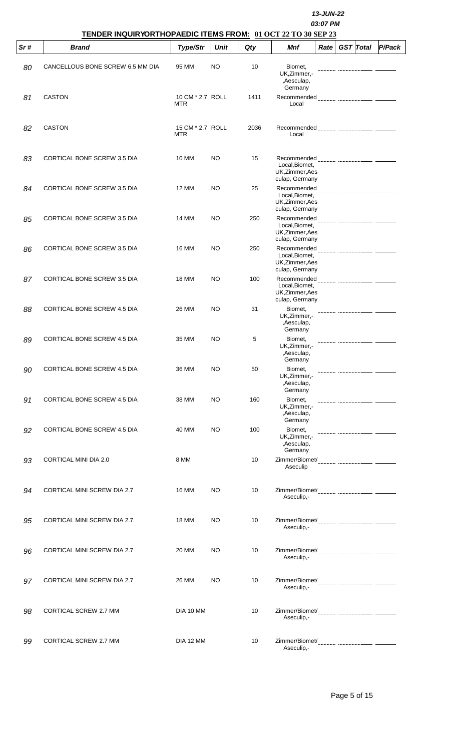13-JUN-22
03:07 PM

## TENDER INQUIRYORTHOPAEDIC ITEMS FROM: 01 OCT 22 TO 30 SEP 23

| Sr # | Brand | Type/Str | Unit | Qty | Mnf | Rate | GST | Total | P/Pack |
|---|---|---|---|---|---|---|---|---|---|
| 80 | CANCELLOUS BONE SCREW 6.5 MM DIA | 95 MM | NO | 10 | Biomet, UK,Zimmer,-,Aesculap, Germany | | | | |
| 81 | CASTON | 10 CM * 2.7 MTR | ROLL | 1411 | Recommended Local | | | | |
| 82 | CASTON | 15 CM * 2.7 MTR | ROLL | 2036 | Recommended Local | | | | |
| 83 | CORTICAL BONE SCREW 3.5 DIA | 10 MM | NO | 15 | Recommended Local,Biomet, UK,Zimmer,Aesculap, Germany | | | | |
| 84 | CORTICAL BONE SCREW 3.5 DIA | 12 MM | NO | 25 | Recommended Local,Biomet, UK,Zimmer,Aesculap, Germany | | | | |
| 85 | CORTICAL BONE SCREW 3.5 DIA | 14 MM | NO | 250 | Recommended Local,Biomet, UK,Zimmer,Aesculap, Germany | | | | |
| 86 | CORTICAL BONE SCREW 3.5 DIA | 16 MM | NO | 250 | Recommended Local,Biomet, UK,Zimmer,Aesculap, Germany | | | | |
| 87 | CORTICAL BONE SCREW 3.5 DIA | 18 MM | NO | 100 | Recommended Local,Biomet, UK,Zimmer,Aesculap, Germany | | | | |
| 88 | CORTICAL BONE SCREW 4.5 DIA | 26 MM | NO | 31 | Biomet, UK,Zimmer,-,Aesculap, Germany | | | | |
| 89 | CORTICAL BONE SCREW 4.5 DIA | 35 MM | NO | 5 | Biomet, UK,Zimmer,-,Aesculap, Germany | | | | |
| 90 | CORTICAL BONE SCREW 4.5 DIA | 36 MM | NO | 50 | Biomet, UK,Zimmer,-,Aesculap, Germany | | | | |
| 91 | CORTICAL BONE SCREW 4.5 DIA | 38 MM | NO | 160 | Biomet, UK,Zimmer,-,Aesculap, Germany | | | | |
| 92 | CORTICAL BONE SCREW 4.5 DIA | 40 MM | NO | 100 | Biomet, UK,Zimmer,-,Aesculap, Germany | | | | |
| 93 | CORTICAL MINI DIA 2.0 | 8 MM | | 10 | Zimmer/Biomet/Aseculip | | | | |
| 94 | CORTICAL MINI SCREW DIA 2.7 | 16 MM | NO | 10 | Zimmer/Biomet/Aseculip,- | | | | |
| 95 | CORTICAL MINI SCREW DIA 2.7 | 18 MM | NO | 10 | Zimmer/Biomet/Aseculip,- | | | | |
| 96 | CORTICAL MINI SCREW DIA 2.7 | 20 MM | NO | 10 | Zimmer/Biomet/Aseculip,- | | | | |
| 97 | CORTICAL MINI SCREW DIA 2.7 | 26 MM | NO | 10 | Zimmer/Biomet/Aseculip,- | | | | |
| 98 | CORTICAL SCREW 2.7 MM | DIA 10 MM | | 10 | Zimmer/Biomet/Aseculip,- | | | | |
| 99 | CORTICAL SCREW 2.7 MM | DIA 12 MM | | 10 | Zimmer/Biomet/Aseculip,- | | | | |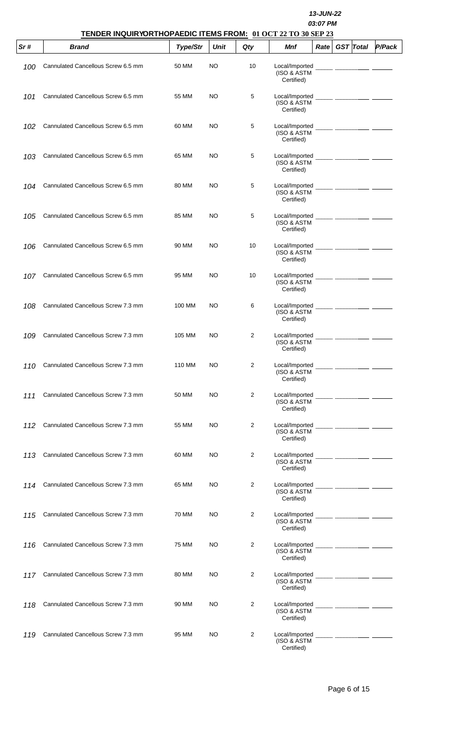13-JUN-22
03:07 PM

## TENDER INQUIRYORTHOPAEDIC ITEMS FROM: 01 OCT 22 TO 30 SEP 23

| Sr # | Brand | Type/Str | Unit | Qty | Mnf | Rate | GST | Total | P/Pack |
|---|---|---|---|---|---|---|---|---|---|
| 100 | Cannulated Cancellous Screw 6.5 mm | 50 MM | NO | 10 | Local/Imported (ISO & ASTM Certified) | | | | |
| 101 | Cannulated Cancellous Screw 6.5 mm | 55 MM | NO | 5 | Local/Imported (ISO & ASTM Certified) | | | | |
| 102 | Cannulated Cancellous Screw 6.5 mm | 60 MM | NO | 5 | Local/Imported (ISO & ASTM Certified) | | | | |
| 103 | Cannulated Cancellous Screw 6.5 mm | 65 MM | NO | 5 | Local/Imported (ISO & ASTM Certified) | | | | |
| 104 | Cannulated Cancellous Screw 6.5 mm | 80 MM | NO | 5 | Local/Imported (ISO & ASTM Certified) | | | | |
| 105 | Cannulated Cancellous Screw 6.5 mm | 85 MM | NO | 5 | Local/Imported (ISO & ASTM Certified) | | | | |
| 106 | Cannulated Cancellous Screw 6.5 mm | 90 MM | NO | 10 | Local/Imported (ISO & ASTM Certified) | | | | |
| 107 | Cannulated Cancellous Screw 6.5 mm | 95 MM | NO | 10 | Local/Imported (ISO & ASTM Certified) | | | | |
| 108 | Cannulated Cancellous Screw 7.3 mm | 100 MM | NO | 6 | Local/Imported (ISO & ASTM Certified) | | | | |
| 109 | Cannulated Cancellous Screw 7.3 mm | 105 MM | NO | 2 | Local/Imported (ISO & ASTM Certified) | | | | |
| 110 | Cannulated Cancellous Screw 7.3 mm | 110 MM | NO | 2 | Local/Imported (ISO & ASTM Certified) | | | | |
| 111 | Cannulated Cancellous Screw 7.3 mm | 50 MM | NO | 2 | Local/Imported (ISO & ASTM Certified) | | | | |
| 112 | Cannulated Cancellous Screw 7.3 mm | 55 MM | NO | 2 | Local/Imported (ISO & ASTM Certified) | | | | |
| 113 | Cannulated Cancellous Screw 7.3 mm | 60 MM | NO | 2 | Local/Imported (ISO & ASTM Certified) | | | | |
| 114 | Cannulated Cancellous Screw 7.3 mm | 65 MM | NO | 2 | Local/Imported (ISO & ASTM Certified) | | | | |
| 115 | Cannulated Cancellous Screw 7.3 mm | 70 MM | NO | 2 | Local/Imported (ISO & ASTM Certified) | | | | |
| 116 | Cannulated Cancellous Screw 7.3 mm | 75 MM | NO | 2 | Local/Imported (ISO & ASTM Certified) | | | | |
| 117 | Cannulated Cancellous Screw 7.3 mm | 80 MM | NO | 2 | Local/Imported (ISO & ASTM Certified) | | | | |
| 118 | Cannulated Cancellous Screw 7.3 mm | 90 MM | NO | 2 | Local/Imported (ISO & ASTM Certified) | | | | |
| 119 | Cannulated Cancellous Screw 7.3 mm | 95 MM | NO | 2 | Local/Imported (ISO & ASTM Certified) | | | | |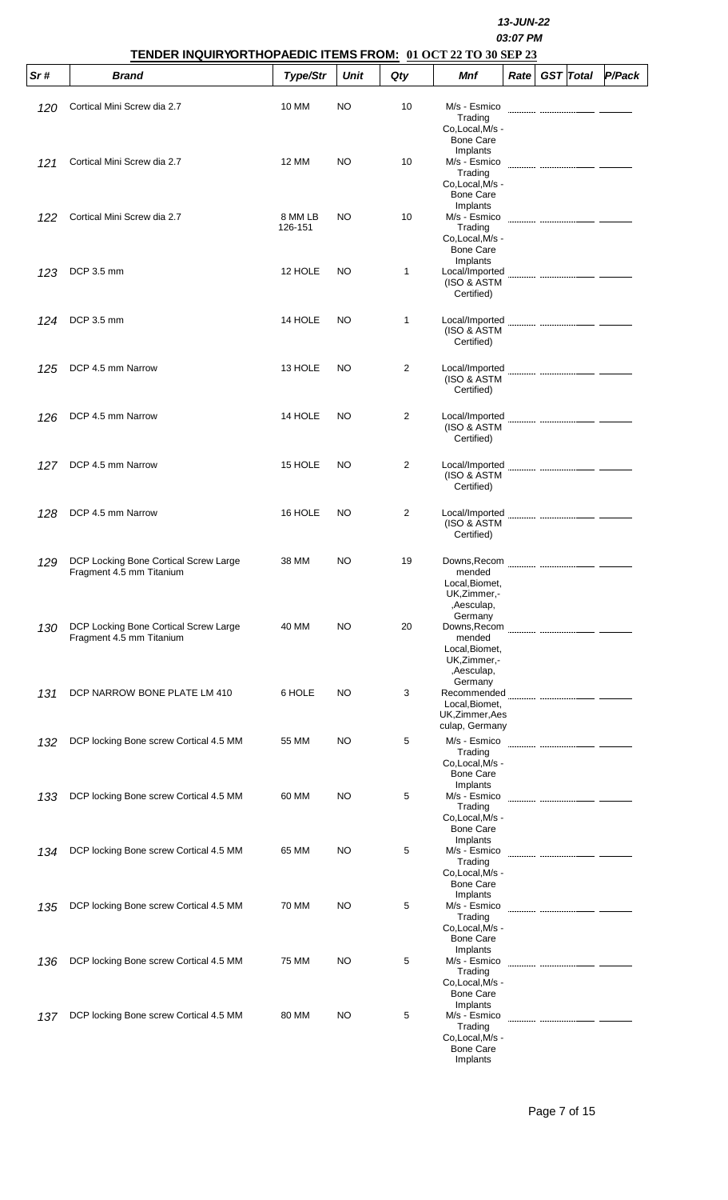13-JUN-22
03:07 PM

## TENDER INQUIRYORTHOPAEDIC ITEMS FROM: 01 OCT 22 TO 30 SEP 23

| Sr # | Brand | Type/Str | Unit | Qty | Mnf | Rate | GST | Total | P/Pack |
|---|---|---|---|---|---|---|---|---|---|
| 120 | Cortical Mini Screw dia 2.7 | 10 MM | NO | 10 | M/s - Esmico Trading Co,Local,M/s - Bone Care Implants | | | | |
| 121 | Cortical Mini Screw dia 2.7 | 12 MM | NO | 10 | M/s - Esmico Trading Co,Local,M/s - Bone Care Implants | | | | |
| 122 | Cortical Mini Screw dia 2.7 | 8 MM LB 126-151 | NO | 10 | M/s - Esmico Trading Co,Local,M/s - Bone Care Implants | | | | |
| 123 | DCP 3.5 mm | 12 HOLE | NO | 1 | Local/Imported (ISO & ASTM Certified) | | | | |
| 124 | DCP 3.5 mm | 14 HOLE | NO | 1 | Local/Imported (ISO & ASTM Certified) | | | | |
| 125 | DCP 4.5 mm Narrow | 13 HOLE | NO | 2 | Local/Imported (ISO & ASTM Certified) | | | | |
| 126 | DCP 4.5 mm Narrow | 14 HOLE | NO | 2 | Local/Imported (ISO & ASTM Certified) | | | | |
| 127 | DCP 4.5 mm Narrow | 15 HOLE | NO | 2 | Local/Imported (ISO & ASTM Certified) | | | | |
| 128 | DCP 4.5 mm Narrow | 16 HOLE | NO | 2 | Local/Imported (ISO & ASTM Certified) | | | | |
| 129 | DCP Locking Bone Cortical Screw Large Fragment 4.5 mm Titanium | 38 MM | NO | 19 | Downs,Recommended Local,Biomet, UK,Zimmer,-,Aesculap, Germany | | | | |
| 130 | DCP Locking Bone Cortical Screw Large Fragment 4.5 mm Titanium | 40 MM | NO | 20 | Downs,Recommended Local,Biomet, UK,Zimmer,-,Aesculap, Germany | | | | |
| 131 | DCP NARROW BONE PLATE LM 410 | 6 HOLE | NO | 3 | Recommended Local,Biomet, UK,Zimmer,Aesculap, Germany | | | | |
| 132 | DCP locking Bone screw Cortical 4.5 MM | 55 MM | NO | 5 | M/s - Esmico Trading Co,Local,M/s - Bone Care Implants | | | | |
| 133 | DCP locking Bone screw Cortical 4.5 MM | 60 MM | NO | 5 | M/s - Esmico Trading Co,Local,M/s - Bone Care Implants | | | | |
| 134 | DCP locking Bone screw Cortical 4.5 MM | 65 MM | NO | 5 | M/s - Esmico Trading Co,Local,M/s - Bone Care Implants | | | | |
| 135 | DCP locking Bone screw Cortical 4.5 MM | 70 MM | NO | 5 | M/s - Esmico Trading Co,Local,M/s - Bone Care Implants | | | | |
| 136 | DCP locking Bone screw Cortical 4.5 MM | 75 MM | NO | 5 | M/s - Esmico Trading Co,Local,M/s - Bone Care Implants | | | | |
| 137 | DCP locking Bone screw Cortical 4.5 MM | 80 MM | NO | 5 | M/s - Esmico Trading Co,Local,M/s - Bone Care Implants | | | | |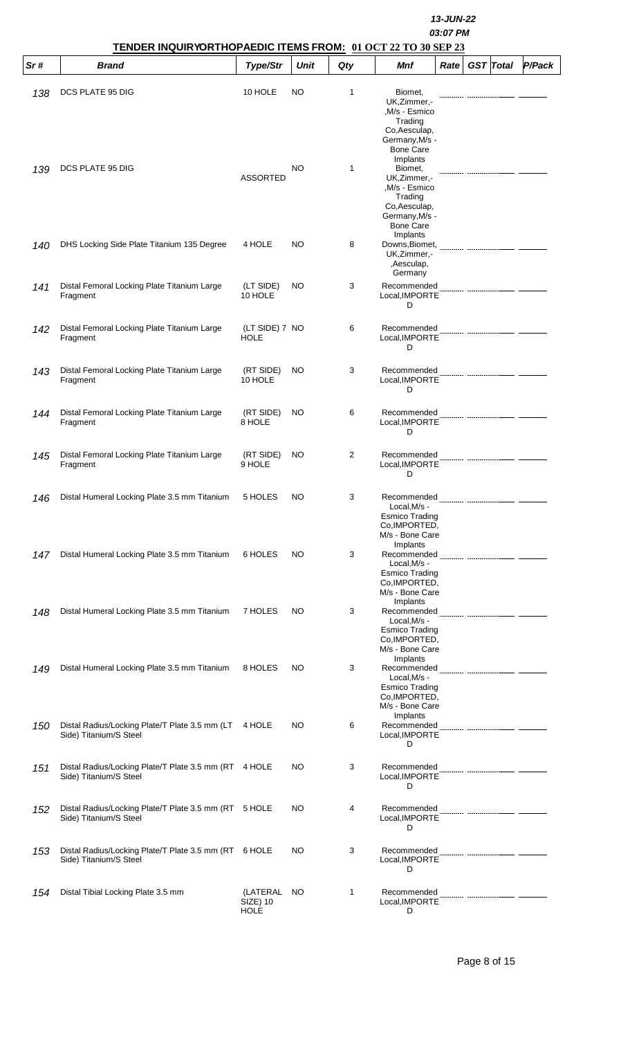13-JUN-22

03:07 PM

## TENDER INQUIRYORTHOPAEDIC ITEMS FROM: 01 OCT 22 TO 30 SEP 23

| Sr # | Brand | Type/Str | Unit | Qty | Mnf | Rate | GST | Total | P/Pack |
|---|---|---|---|---|---|---|---|---|---|
| 138 | DCS PLATE 95 DIG | 10 HOLE | NO | 1 | Biomet, UK,Zimmer,- ,M/s - Esmico Trading Co,Aesculap, Germany,M/s - Bone Care Implants | | | | |
| 139 | DCS PLATE 95 DIG | ASSORTED | NO | 1 | Biomet, UK,Zimmer,- ,M/s - Esmico Trading Co,Aesculap, Germany,M/s - Bone Care Implants | | | | |
| 140 | DHS Locking Side Plate Titanium 135 Degree | 4 HOLE | NO | 8 | Downs,Biomet, UK,Zimmer,- ,Aesculap, Germany | | | | |
| 141 | Distal Femoral Locking Plate Titanium Large Fragment | (LT SIDE) 10 HOLE | NO | 3 | Recommended Local,IMPORTED | | | | |
| 142 | Distal Femoral Locking Plate Titanium Large Fragment | (LT SIDE) 7 HOLE | NO | 6 | Recommended Local,IMPORTED | | | | |
| 143 | Distal Femoral Locking Plate Titanium Large Fragment | (RT SIDE) 10 HOLE | NO | 3 | Recommended Local,IMPORTED | | | | |
| 144 | Distal Femoral Locking Plate Titanium Large Fragment | (RT SIDE) 8 HOLE | NO | 6 | Recommended Local,IMPORTED | | | | |
| 145 | Distal Femoral Locking Plate Titanium Large Fragment | (RT SIDE) 9 HOLE | NO | 2 | Recommended Local,IMPORTED | | | | |
| 146 | Distal Humeral Locking Plate 3.5 mm Titanium | 5 HOLES | NO | 3 | Recommended Local,M/s - Esmico Trading Co,IMPORTED, M/s - Bone Care Implants | | | | |
| 147 | Distal Humeral Locking Plate 3.5 mm Titanium | 6 HOLES | NO | 3 | Recommended Local,M/s - Esmico Trading Co,IMPORTED, M/s - Bone Care Implants | | | | |
| 148 | Distal Humeral Locking Plate 3.5 mm Titanium | 7 HOLES | NO | 3 | Recommended Local,M/s - Esmico Trading Co,IMPORTED, M/s - Bone Care Implants | | | | |
| 149 | Distal Humeral Locking Plate 3.5 mm Titanium | 8 HOLES | NO | 3 | Recommended Local,M/s - Esmico Trading Co,IMPORTED, M/s - Bone Care Implants | | | | |
| 150 | Distal Radius/Locking Plate/T Plate 3.5 mm (LT Side) Titanium/S Steel | 4 HOLE | NO | 6 | Recommended Local,IMPORTED | | | | |
| 151 | Distal Radius/Locking Plate/T Plate 3.5 mm (RT Side) Titanium/S Steel | 4 HOLE | NO | 3 | Recommended Local,IMPORTED | | | | |
| 152 | Distal Radius/Locking Plate/T Plate 3.5 mm (RT Side) Titanium/S Steel | 5 HOLE | NO | 4 | Recommended Local,IMPORTED | | | | |
| 153 | Distal Radius/Locking Plate/T Plate 3.5 mm (RT Side) Titanium/S Steel | 6 HOLE | NO | 3 | Recommended Local,IMPORTED | | | | |
| 154 | Distal Tibial Locking Plate 3.5 mm | (LATERAL SIZE) 10 HOLE | NO | 1 | Recommended Local,IMPORTED | | | | |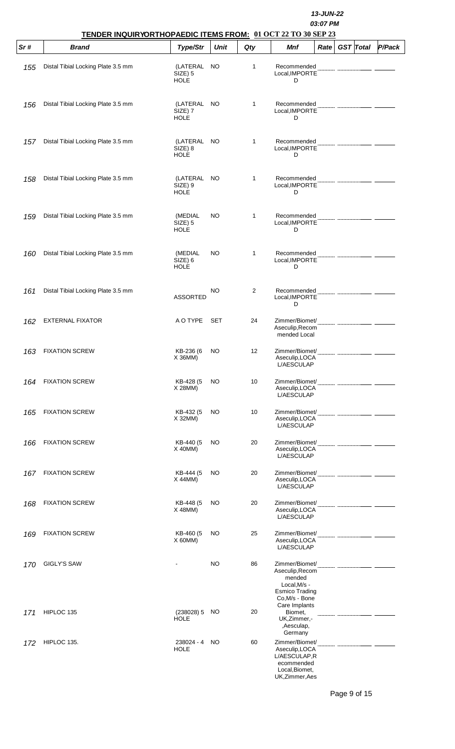13-JUN-22
03:07 PM

## TENDER INQUIRYORTHOPAEDIC ITEMS FROM: 01 OCT 22 TO 30 SEP 23

| Sr # | Brand | Type/Str | Unit | Qty | Mnf | Rate | GST | Total | P/Pack |
|---|---|---|---|---|---|---|---|---|---|
| 155 | Distal Tibial Locking Plate 3.5 mm | (LATERAL SIZE) 5 HOLE | NO | 1 | Recommended Local,IMPORTED | | | | |
| 156 | Distal Tibial Locking Plate 3.5 mm | (LATERAL SIZE) 7 HOLE | NO | 1 | Recommended Local,IMPORTED | | | | |
| 157 | Distal Tibial Locking Plate 3.5 mm | (LATERAL SIZE) 8 HOLE | NO | 1 | Recommended Local,IMPORTED | | | | |
| 158 | Distal Tibial Locking Plate 3.5 mm | (LATERAL SIZE) 9 HOLE | NO | 1 | Recommended Local,IMPORTED | | | | |
| 159 | Distal Tibial Locking Plate 3.5 mm | (MEDIAL SIZE) 5 HOLE | NO | 1 | Recommended Local,IMPORTED | | | | |
| 160 | Distal Tibial Locking Plate 3.5 mm | (MEDIAL SIZE) 6 HOLE | NO | 1 | Recommended Local,IMPORTED | | | | |
| 161 | Distal Tibial Locking Plate 3.5 mm | ASSORTED | NO | 2 | Recommended Local,IMPORTED | | | | |
| 162 | EXTERNAL FIXATOR | A O TYPE | SET | 24 | Zimmer/Biomet/Aseculip,Recommended Local | | | | |
| 163 | FIXATION SCREW | KB-236 (6 X 36MM) | NO | 12 | Zimmer/Biomet/Aseculip,LOCAL/AESCULAP | | | | |
| 164 | FIXATION SCREW | KB-428 (5 X 28MM) | NO | 10 | Zimmer/Biomet/Aseculip,LOCAL/AESCULAP | | | | |
| 165 | FIXATION SCREW | KB-432 (5 X 32MM) | NO | 10 | Zimmer/Biomet/Aseculip,LOCAL/AESCULAP | | | | |
| 166 | FIXATION SCREW | KB-440 (5 X 40MM) | NO | 20 | Zimmer/Biomet/Aseculip,LOCAL/AESCULAP | | | | |
| 167 | FIXATION SCREW | KB-444 (5 X 44MM) | NO | 20 | Zimmer/Biomet/Aseculip,LOCAL/AESCULAP | | | | |
| 168 | FIXATION SCREW | KB-448 (5 X 48MM) | NO | 20 | Zimmer/Biomet/Aseculip,LOCAL/AESCULAP | | | | |
| 169 | FIXATION SCREW | KB-460 (5 X 60MM) | NO | 25 | Zimmer/Biomet/Aseculip,LOCAL/AESCULAP | | | | |
| 170 | GIGLY'S SAW | - | NO | 86 | Zimmer/Biomet/Aseculip,Recommended Local,M/s - Esmico Trading Co,M/s - Bone Care Implants | | | | |
| 171 | HIPLOC 135 | (238028) 5 HOLE | NO | 20 | Biomet, UK,Zimmer,-,Aesculap, Germany | | | | |
| 172 | HIPLOC 135. | 238024 - 4 HOLE | NO | 60 | Zimmer/Biomet/Aseculip,LOCAL/AESCULAP,Recommended Local,Biomet, UK,Zimmer,Aes | | | | |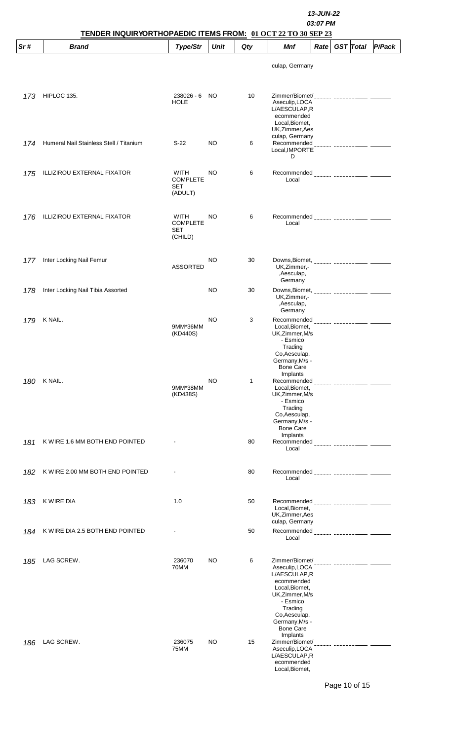13-JUN-22
03:07 PM

## TENDER INQUIRYORTHOPAEDIC ITEMS FROM: 01 OCT 22 TO 30 SEP 23

| Sr # | Brand | Type/Str | Unit | Qty | Mnf | Rate | GST | Total | P/Pack |
|---|---|---|---|---|---|---|---|---|---|
| | | | | | culap, Germany | | | | |
| 173 | HIPLOC 135. | 238026 - 6 HOLE | NO | 10 | Zimmer/Biomet/ Aseculip,LOCA L/AESCULAP,R ecommended Local,Biomet, UK,Zimmer,Aes culap, Germany | | | | |
| 174 | Humeral Nail Stainless Stell / Titanium | S-22 | NO | 6 | Recommended Local,IMPORTE D | | | | |
| 175 | ILLIZIROU EXTERNAL FIXATOR | WITH COMPLETE SET (ADULT) | NO | 6 | Recommended Local | | | | |
| 176 | ILLIZIROU EXTERNAL FIXATOR | WITH COMPLETE SET (CHILD) | NO | 6 | Recommended Local | | | | |
| 177 | Inter Locking Nail Femur | ASSORTED | NO | 30 | Downs,Biomet, UK,Zimmer,- ,Aesculap, Germany | | | | |
| 178 | Inter Locking Nail Tibia Assorted | | NO | 30 | Downs,Biomet, UK,Zimmer,- ,Aesculap, Germany | | | | |
| 179 | K NAIL. | 9MM*36MM (KD440S) | NO | 3 | Recommended Local,Biomet, UK,Zimmer,M/s - Esmico Trading Co,Aesculap, Germany,M/s - Bone Care Implants | | | | |
| 180 | K NAIL. | 9MM*38MM (KD438S) | NO | 1 | Recommended Local,Biomet, UK,Zimmer,M/s - Esmico Trading Co,Aesculap, Germany,M/s - Bone Care Implants | | | | |
| 181 | K WIRE 1.6 MM BOTH END POINTED | - | | 80 | Recommended Local | | | | |
| 182 | K WIRE 2.00 MM BOTH END POINTED | - | | 80 | Recommended Local | | | | |
| 183 | K WIRE DIA | 1.0 | | 50 | Recommended Local,Biomet, UK,Zimmer,Aes culap, Germany | | | | |
| 184 | K WIRE DIA 2.5 BOTH END POINTED | - | | 50 | Recommended Local | | | | |
| 185 | LAG SCREW. | 236070 70MM | NO | 6 | Zimmer/Biomet/ Aseculip,LOCA L/AESCULAP,R ecommended Local,Biomet, UK,Zimmer,M/s - Esmico Trading Co,Aesculap, Germany,M/s - Bone Care Implants | | | | |
| 186 | LAG SCREW. | 236075 75MM | NO | 15 | Zimmer/Biomet/ Aseculip,LOCA L/AESCULAP,R ecommended Local,Biomet, | | | | |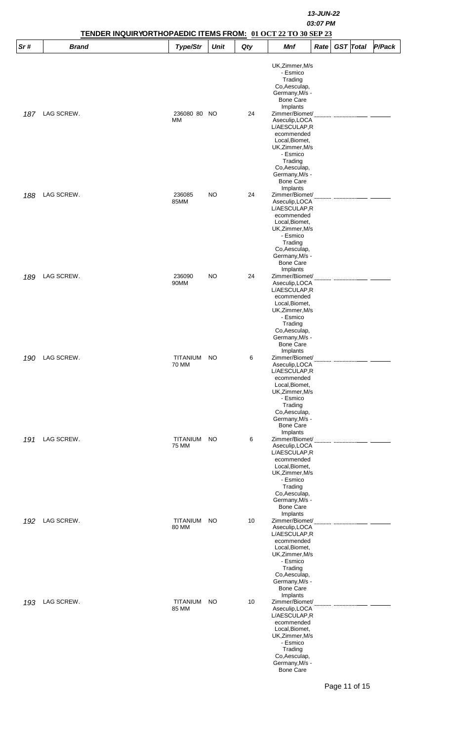| Sr # | Brand | Type/Str | Unit | Qty | Mnf | Rate | GST | Total | P/Pack |
|---|---|---|---|---|---|---|---|---|---|
| | | | | | UK,Zimmer,M/s - Esmico Trading Co,Aesculap, Germany,M/s - Bone Care Implants | | | | |
| 187 | LAG SCREW. | 236080 80 MM | NO | 24 | Zimmer/Biomet/Aseculip,LOCAL/AESCULAP,Recommended Local,Biomet, UK,Zimmer,M/s - Esmico Trading Co,Aesculap, Germany,M/s - Bone Care Implants | | | | |
| 188 | LAG SCREW. | 236085 85MM | NO | 24 | Zimmer/Biomet/Aseculip,LOCAL/AESCULAP,Recommended Local,Biomet, UK,Zimmer,M/s - Esmico Trading Co,Aesculap, Germany,M/s - Bone Care Implants | | | | |
| 189 | LAG SCREW. | 236090 90MM | NO | 24 | Zimmer/Biomet/Aseculip,LOCAL/AESCULAP,Recommended Local,Biomet, UK,Zimmer,M/s - Esmico Trading Co,Aesculap, Germany,M/s - Bone Care Implants | | | | |
| 190 | LAG SCREW. | TITANIUM 70 MM | NO | 6 | Zimmer/Biomet/Aseculip,LOCAL/AESCULAP,Recommended Local,Biomet, UK,Zimmer,M/s - Esmico Trading Co,Aesculap, Germany,M/s - Bone Care Implants | | | | |
| 191 | LAG SCREW. | TITANIUM 75 MM | NO | 6 | Zimmer/Biomet/Aseculip,LOCAL/AESCULAP,Recommended Local,Biomet, UK,Zimmer,M/s - Esmico Trading Co,Aesculap, Germany,M/s - Bone Care Implants | | | | |
| 192 | LAG SCREW. | TITANIUM 80 MM | NO | 10 | Zimmer/Biomet/Aseculip,LOCAL/AESCULAP,Recommended Local,Biomet, UK,Zimmer,M/s - Esmico Trading Co,Aesculap, Germany,M/s - Bone Care Implants | | | | |
| 193 | LAG SCREW. | TITANIUM 85 MM | NO | 10 | Zimmer/Biomet/Aseculip,LOCAL/AESCULAP,Recommended Local,Biomet, UK,Zimmer,M/s - Esmico Trading Co,Aesculap, Germany,M/s - Bone Care | | | | |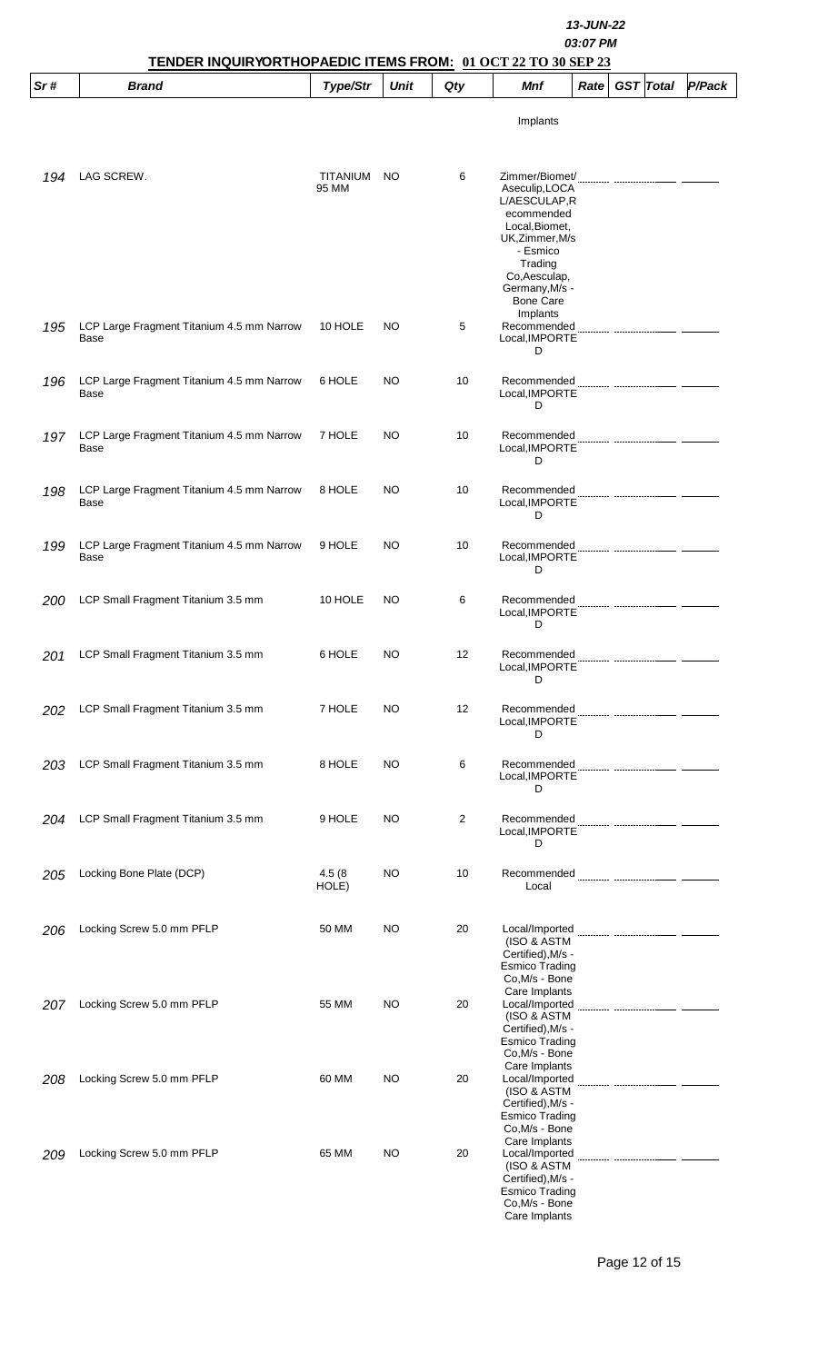13-JUN-22

03:07 PM

## TENDER INQUIRYORTHOPAEDIC ITEMS FROM: 01 OCT 22 TO 30 SEP 23

| Sr # | Brand | Type/Str | Unit | Qty | Mnf | Rate | GST | Total | P/Pack |
|---|---|---|---|---|---|---|---|---|---|
| | | | | | Implants | | | | |
| 194 | LAG SCREW. | TITANIUM 95 MM | NO | 6 | Zimmer/Biomet/ Aseculip,LOCAL/AESCULAP,Recommended Local,Biomet, UK,Zimmer,M/s - Esmico Trading Co,Aesculap, Germany,M/s - Bone Care Implants | | | | |
| 195 | LCP Large Fragment Titanium 4.5 mm Narrow Base | 10 HOLE | NO | 5 | Recommended Local,IMPORTED | | | | |
| 196 | LCP Large Fragment Titanium 4.5 mm Narrow Base | 6 HOLE | NO | 10 | Recommended Local,IMPORTED | | | | |
| 197 | LCP Large Fragment Titanium 4.5 mm Narrow Base | 7 HOLE | NO | 10 | Recommended Local,IMPORTED | | | | |
| 198 | LCP Large Fragment Titanium 4.5 mm Narrow Base | 8 HOLE | NO | 10 | Recommended Local,IMPORTED | | | | |
| 199 | LCP Large Fragment Titanium 4.5 mm Narrow Base | 9 HOLE | NO | 10 | Recommended Local,IMPORTED | | | | |
| 200 | LCP Small Fragment Titanium 3.5 mm | 10 HOLE | NO | 6 | Recommended Local,IMPORTED | | | | |
| 201 | LCP Small Fragment Titanium 3.5 mm | 6 HOLE | NO | 12 | Recommended Local,IMPORTED | | | | |
| 202 | LCP Small Fragment Titanium 3.5 mm | 7 HOLE | NO | 12 | Recommended Local,IMPORTED | | | | |
| 203 | LCP Small Fragment Titanium 3.5 mm | 8 HOLE | NO | 6 | Recommended Local,IMPORTED | | | | |
| 204 | LCP Small Fragment Titanium 3.5 mm | 9 HOLE | NO | 2 | Recommended Local,IMPORTED | | | | |
| 205 | Locking Bone Plate (DCP) | 4.5 (8 HOLE) | NO | 10 | Recommended Local | | | | |
| 206 | Locking Screw 5.0 mm PFLP | 50 MM | NO | 20 | Local/Imported (ISO & ASTM Certified),M/s - Esmico Trading Co,M/s - Bone Care Implants | | | | |
| 207 | Locking Screw 5.0 mm PFLP | 55 MM | NO | 20 | Local/Imported (ISO & ASTM Certified),M/s - Esmico Trading Co,M/s - Bone Care Implants | | | | |
| 208 | Locking Screw 5.0 mm PFLP | 60 MM | NO | 20 | Local/Imported (ISO & ASTM Certified),M/s - Esmico Trading Co,M/s - Bone Care Implants | | | | |
| 209 | Locking Screw 5.0 mm PFLP | 65 MM | NO | 20 | Local/Imported (ISO & ASTM Certified),M/s - Esmico Trading Co,M/s - Bone Care Implants | | | | |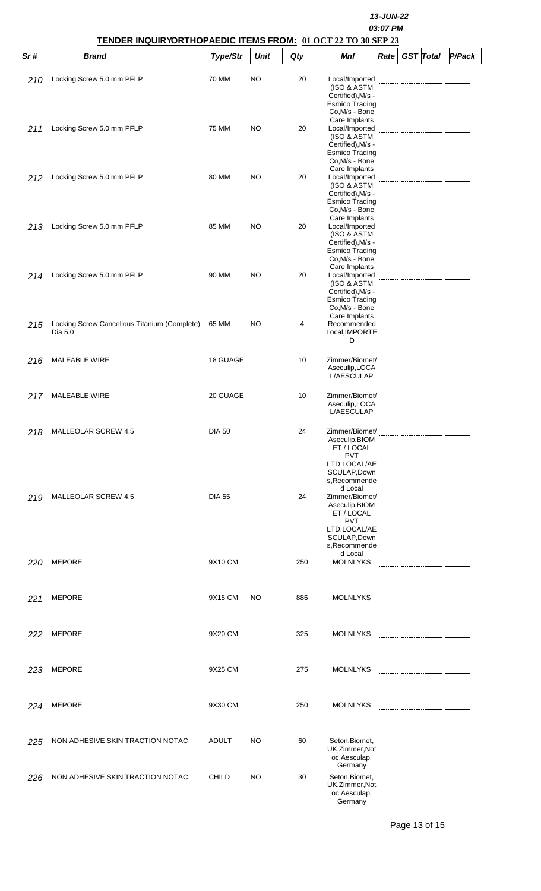13-JUN-22
03:07 PM

**TENDER INQUIRYORTHOPAEDIC ITEMS FROM: 01 OCT 22 TO 30 SEP 23**

| Sr # | Brand | Type/Str | Unit | Qty | Mnf | Rate | GST | Total | P/Pack |
|---|---|---|---|---|---|---|---|---|---|
| 210 | Locking Screw 5.0 mm PFLP | 70 MM | NO | 20 | Local/Imported (ISO & ASTM Certified),M/s - Esmico Trading Co,M/s - Bone Care Implants | | | | |
| 211 | Locking Screw 5.0 mm PFLP | 75 MM | NO | 20 | Local/Imported (ISO & ASTM Certified),M/s - Esmico Trading Co,M/s - Bone Care Implants | | | | |
| 212 | Locking Screw 5.0 mm PFLP | 80 MM | NO | 20 | Local/Imported (ISO & ASTM Certified),M/s - Esmico Trading Co,M/s - Bone Care Implants | | | | |
| 213 | Locking Screw 5.0 mm PFLP | 85 MM | NO | 20 | Local/Imported (ISO & ASTM Certified),M/s - Esmico Trading Co,M/s - Bone Care Implants | | | | |
| 214 | Locking Screw 5.0 mm PFLP | 90 MM | NO | 20 | Local/Imported (ISO & ASTM Certified),M/s - Esmico Trading Co,M/s - Bone Care Implants | | | | |
| 215 | Locking Screw Cancellous Titanium (Complete) Dia 5.0 | 65 MM | NO | 4 | Recommended Local,IMPORTED | | | | |
| 216 | MALEABLE WIRE | 18 GUAGE | | 10 | Zimmer/Biomet/Aseculip,LOCAL/AESCULAP | | | | |
| 217 | MALEABLE WIRE | 20 GUAGE | | 10 | Zimmer/Biomet/Aseculip,LOCAL/AESCULAP | | | | |
| 218 | MALLEOLAR SCREW 4.5 | DIA 50 | | 24 | Zimmer/Biomet/Aseculip,BIOMET / LOCAL PVT LTD,LOCAL/AESCULAP,Downs,Recommended Local | | | | |
| 219 | MALLEOLAR SCREW 4.5 | DIA 55 | | 24 | Zimmer/Biomet/Aseculip,BIOMET / LOCAL PVT LTD,LOCAL/AESCULAP,Downs,Recommended Local | | | | |
| 220 | MEPORE | 9X10 CM | | 250 | MOLNLYKS | | | | |
| 221 | MEPORE | 9X15 CM | NO | 886 | MOLNLYKS | | | | |
| 222 | MEPORE | 9X20 CM | | 325 | MOLNLYKS | | | | |
| 223 | MEPORE | 9X25 CM | | 275 | MOLNLYKS | | | | |
| 224 | MEPORE | 9X30 CM | | 250 | MOLNLYKS | | | | |
| 225 | NON ADHESIVE SKIN TRACTION NOTAC | ADULT | NO | 60 | Seton,Biomet, UK,Zimmer,Notoc,Aesculap, Germany | | | | |
| 226 | NON ADHESIVE SKIN TRACTION NOTAC | CHILD | NO | 30 | Seton,Biomet, UK,Zimmer,Notoc,Aesculap, Germany | | | | |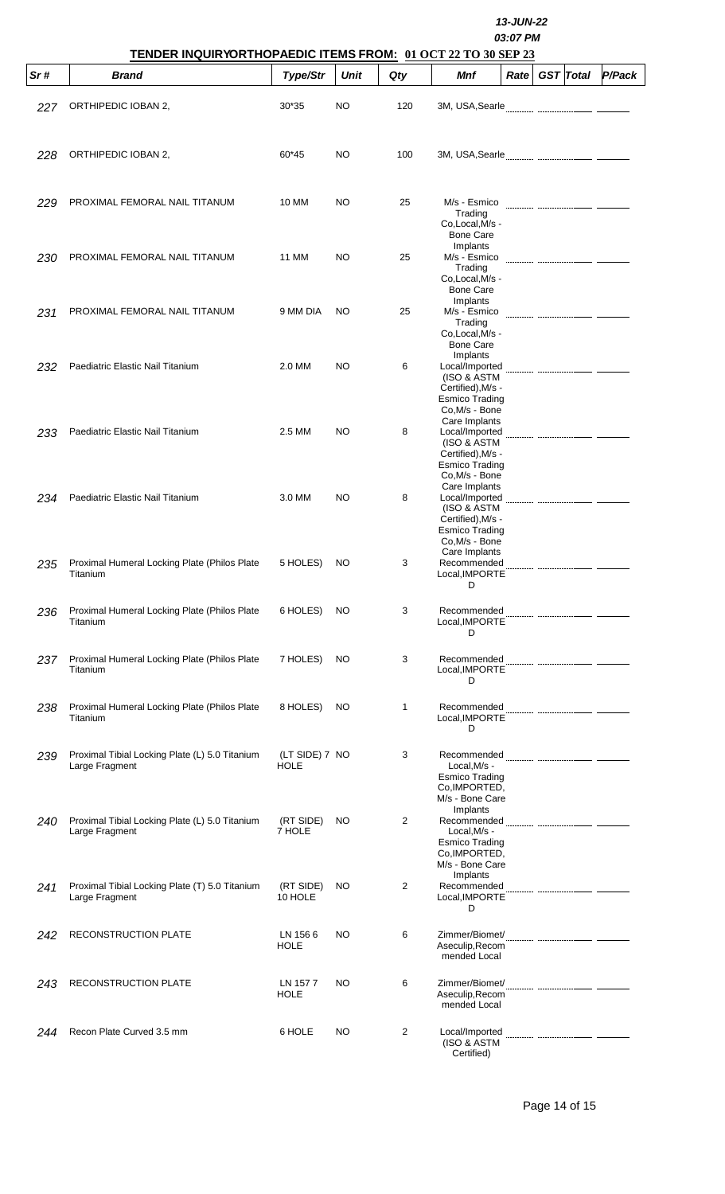**13-JUN-22**
**03:07 PM**

## TENDER INQUIRYORTHOPAEDIC ITEMS FROM: 01 OCT 22 TO 30 SEP 23

| Sr # | Brand | Type/Str | Unit | Qty | Mnf | Rate | GST | Total | P/Pack |
|---|---|---|---|---|---|---|---|---|---|
| 227 | ORTHIPEDIC IOBAN 2, | 30*35 | NO | 120 | 3M, USA,Searle | | | | |
| 228 | ORTHIPEDIC IOBAN 2, | 60*45 | NO | 100 | 3M, USA,Searle | | | | |
| 229 | PROXIMAL FEMORAL NAIL TITANUM | 10 MM | NO | 25 | M/s - Esmico Trading Co,Local,M/s - Bone Care Implants | | | | |
| 230 | PROXIMAL FEMORAL NAIL TITANUM | 11 MM | NO | 25 | M/s - Esmico Trading Co,Local,M/s - Bone Care Implants | | | | |
| 231 | PROXIMAL FEMORAL NAIL TITANUM | 9 MM DIA | NO | 25 | M/s - Esmico Trading Co,Local,M/s - Bone Care Implants | | | | |
| 232 | Paediatric Elastic Nail Titanium | 2.0 MM | NO | 6 | Local/Imported (ISO & ASTM Certified),M/s - Esmico Trading Co,M/s - Bone Care Implants | | | | |
| 233 | Paediatric Elastic Nail Titanium | 2.5 MM | NO | 8 | Local/Imported (ISO & ASTM Certified),M/s - Esmico Trading Co,M/s - Bone Care Implants | | | | |
| 234 | Paediatric Elastic Nail Titanium | 3.0 MM | NO | 8 | Local/Imported (ISO & ASTM Certified),M/s - Esmico Trading Co,M/s - Bone Care Implants | | | | |
| 235 | Proximal Humeral Locking Plate (Philos Plate Titanium | 5 HOLES) | NO | 3 | Recommended Local,IMPORTED | | | | |
| 236 | Proximal Humeral Locking Plate (Philos Plate Titanium | 6 HOLES) | NO | 3 | Recommended Local,IMPORTED | | | | |
| 237 | Proximal Humeral Locking Plate (Philos Plate Titanium | 7 HOLES) | NO | 3 | Recommended Local,IMPORTED | | | | |
| 238 | Proximal Humeral Locking Plate (Philos Plate Titanium | 8 HOLES) | NO | 1 | Recommended Local,IMPORTED | | | | |
| 239 | Proximal Tibial Locking Plate (L) 5.0 Titanium Large Fragment | (LT SIDE) 7 HOLE | NO | 3 | Recommended Local,M/s - Esmico Trading Co,IMPORTED, M/s - Bone Care Implants | | | | |
| 240 | Proximal Tibial Locking Plate (L) 5.0 Titanium Large Fragment | (RT SIDE) 7 HOLE | NO | 2 | Recommended Local,M/s - Esmico Trading Co,IMPORTED, M/s - Bone Care Implants | | | | |
| 241 | Proximal Tibial Locking Plate (T) 5.0 Titanium Large Fragment | (RT SIDE) 10 HOLE | NO | 2 | Recommended Local,IMPORTED | | | | |
| 242 | RECONSTRUCTION PLATE | LN 156 6 HOLE | NO | 6 | Zimmer/Biomet/ Aseculip,Recommended Local | | | | |
| 243 | RECONSTRUCTION PLATE | LN 157 7 HOLE | NO | 6 | Zimmer/Biomet/ Aseculip,Recommended Local | | | | |
| 244 | Recon Plate Curved 3.5 mm | 6 HOLE | NO | 2 | Local/Imported (ISO & ASTM Certified) | | | | |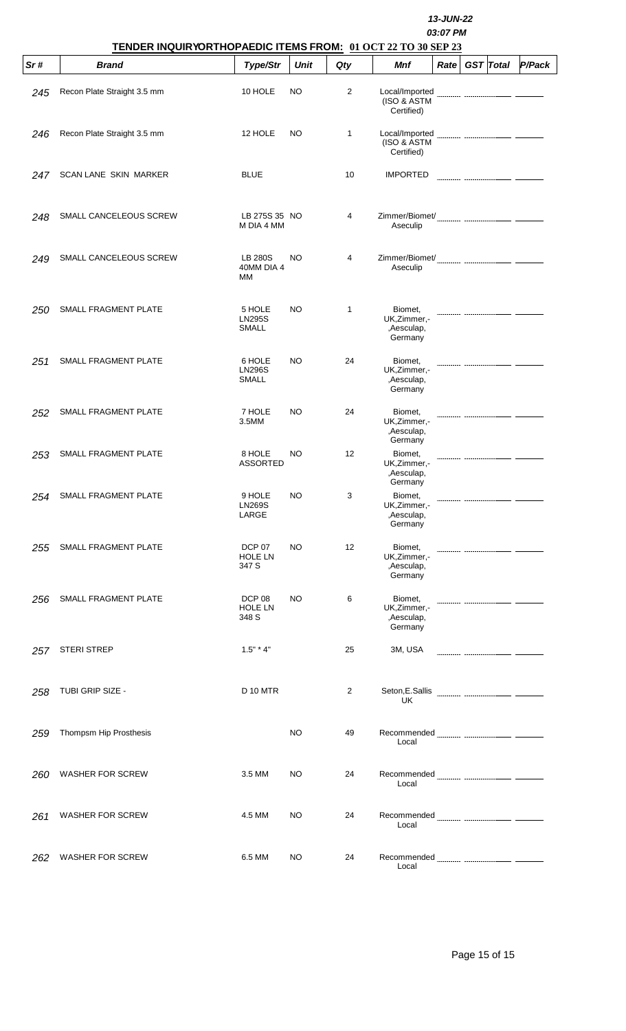13-JUN-22

03:07 PM

## TENDER INQUIRYORTHOPAEDIC ITEMS FROM: 01 OCT 22 TO 30 SEP 23

| Sr # | Brand | Type/Str | Unit | Qty | Mnf | Rate | GST | Total | P/Pack |
|---|---|---|---|---|---|---|---|---|---|
| 245 | Recon Plate Straight 3.5 mm | 10 HOLE | NO | 2 | Local/Imported (ISO & ASTM Certified) | | | | |
| 246 | Recon Plate Straight 3.5 mm | 12 HOLE | NO | 1 | Local/Imported (ISO & ASTM Certified) | | | | |
| 247 | SCAN LANE SKIN MARKER | BLUE | | 10 | IMPORTED | | | | |
| 248 | SMALL CANCELEOUS SCREW | LB 275S 35 M DIA 4 MM | NO | 4 | Zimmer/Biomet/ Aseculip | | | | |
| 249 | SMALL CANCELEOUS SCREW | LB 280S 40MM DIA 4 MM | NO | 4 | Zimmer/Biomet/ Aseculip | | | | |
| 250 | SMALL FRAGMENT PLATE | 5 HOLE LN295S SMALL | NO | 1 | Biomet, UK,Zimmer,- ,Aesculap, Germany | | | | |
| 251 | SMALL FRAGMENT PLATE | 6 HOLE LN296S SMALL | NO | 24 | Biomet, UK,Zimmer,- ,Aesculap, Germany | | | | |
| 252 | SMALL FRAGMENT PLATE | 7 HOLE 3.5MM | NO | 24 | Biomet, UK,Zimmer,- ,Aesculap, Germany | | | | |
| 253 | SMALL FRAGMENT PLATE | 8 HOLE ASSORTED | NO | 12 | Biomet, UK,Zimmer,- ,Aesculap, Germany | | | | |
| 254 | SMALL FRAGMENT PLATE | 9 HOLE LN269S LARGE | NO | 3 | Biomet, UK,Zimmer,- ,Aesculap, Germany | | | | |
| 255 | SMALL FRAGMENT PLATE | DCP 07 HOLE LN 347 S | NO | 12 | Biomet, UK,Zimmer,- ,Aesculap, Germany | | | | |
| 256 | SMALL FRAGMENT PLATE | DCP 08 HOLE LN 348 S | NO | 6 | Biomet, UK,Zimmer,- ,Aesculap, Germany | | | | |
| 257 | STERI STREP | 1.5" * 4" | | 25 | 3M, USA | | | | |
| 258 | TUBI GRIP SIZE - | D 10 MTR | | 2 | Seton,E.Sallis UK | | | | |
| 259 | Thompsm Hip Prosthesis | | NO | 49 | Recommended Local | | | | |
| 260 | WASHER FOR SCREW | 3.5 MM | NO | 24 | Recommended Local | | | | |
| 261 | WASHER FOR SCREW | 4.5 MM | NO | 24 | Recommended Local | | | | |
| 262 | WASHER FOR SCREW | 6.5 MM | NO | 24 | Recommended Local | | | | |